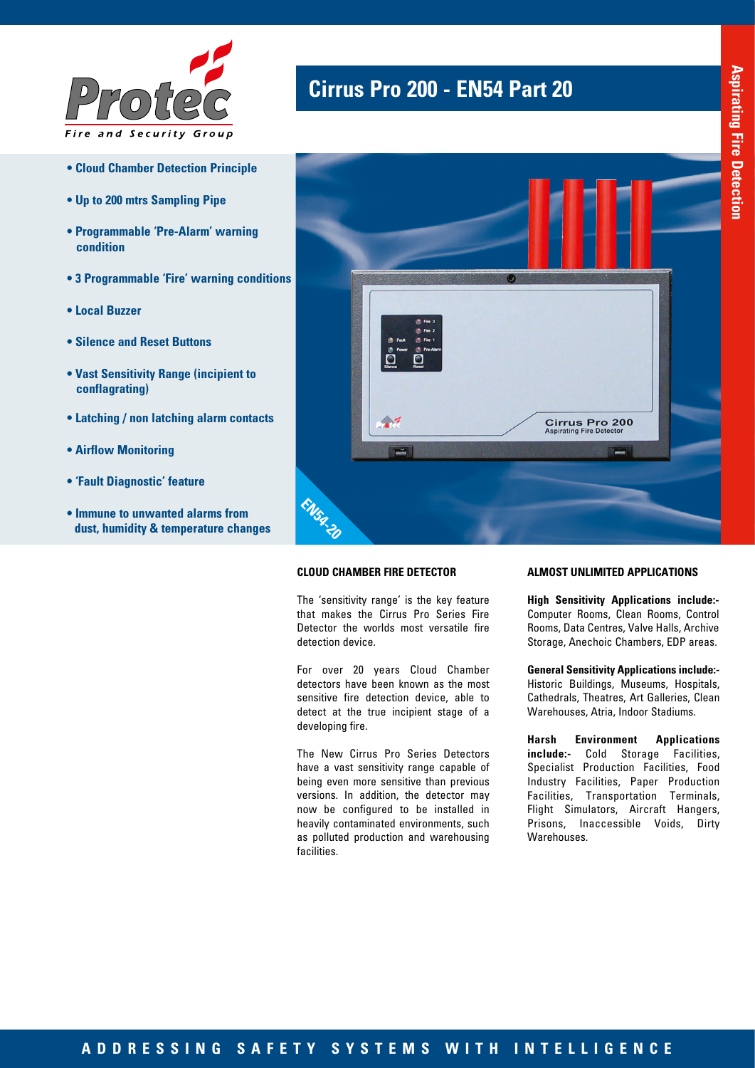# Cirrus Pro 200 - EN54 Part 20

Aspirating Fire Detection

- Cloud Chamber Detection Principle
- Up to 200 mtrs Sampling Pipe
- Programmable 'Pre-Alarm' warning condition
- 3 Programmable 'Fire' warning conditions
- Local Buzzer
- Silence and Reset Buttons
- Vast Sensitivity Range (incipient to conflagrating)
- Latching / non latching alarm contacts
- Airflow Monitoring
- 'Fault Diagnostic' feature
- Immune to unwanted alarms from dust, humidity & temperature changes

## CLOUD CHAMBER FIRE DETECTOR

The 'sensitivity range' is the key feature that makes the Cirrus Pro Series Fire Detector the worlds most versatile fire detection device.

For over 20 years Cloud Chamber detectors have been known as the most sensitive fire detection device, able to detect at the true incipient stage of a developing fire.

The New Cirrus Pro Series Detectors have a vast sensitivity range capable of being even more sensitive than previous versions. In addition, the detector may now be configured to be installed in heavily contaminated environments, such as polluted production and warehousing facilities.

## ALMOST UNLIMITED APPLICATIONS

**High Sensitivity Applications include:-** Computer Rooms, Clean Rooms, Control Rooms, Data Centres, Valve Halls, Archive Storage, Anechoic Chambers, EDP areas.

**General Sensitivity Applications include:-** Historic Buildings, Museums, Hospitals, Cathedrals, Theatres, Art Galleries, Clean Warehouses, Atria, Indoor Stadiums.

**Harsh Environment Applications include:-** Cold Storage Facilities, Specialist Production Facilities, Food Industry Facilities, Paper Production Facilities, Transportation Terminals, Flight Simulators, Aircraft Hangers, Prisons, Inaccessible Voids, Dirty Warehouses.

ADDRESSING SAFETY SYSTEMS WITH INTELLIGENCE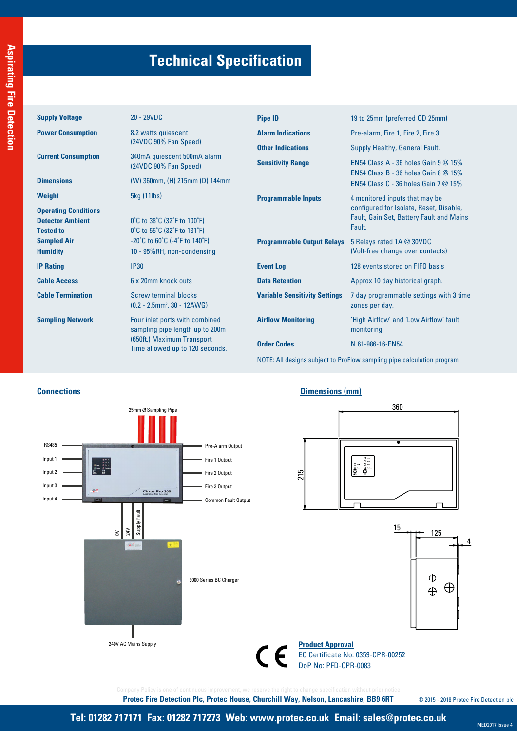# Technical Specification

| | |
|---|---|
| **Supply Voltage** | 20 - 29VDC |
| **Power Consumption** | 8.2 watts quiescent (24VDC 90% Fan Speed) |
| **Current Consumption** | 340mA quiescent 500mA alarm (24VDC 90% Fan Speed) |
| **Dimensions** | (W) 360mm, (H) 215mm (D) 144mm |
| **Weight** | 5kg (11lbs) |
| **Operating Conditions** | |
| **Detector Ambient** | 0˚C to 38˚C (32˚F to 100˚F) |
| **Tested to** | 0˚C to 55˚C (32˚F to 131˚F) |
| **Sampled Air** | -20˚C to 60˚C (-4˚F to 140˚F) |
| **Humidity** | 10 - 95%RH, non-condensing |
| **IP Rating** | IP30 |
| **Cable Access** | 6 x 20mm knock outs |
| **Cable Termination** | Screw terminal blocks (0.2 - 2.5mm², 30 - 12AWG) |
| **Sampling Network** | Four inlet ports with combined sampling pipe length up to 200m (650ft.) Maximum Transport Time allowed up to 120 seconds. |
| **Pipe ID** | 19 to 25mm (preferred OD 25mm) |
| **Alarm Indications** | Pre-alarm, Fire 1, Fire 2, Fire 3. |
| **Other Indications** | Supply Healthy, General Fault. |
| **Sensitivity Range** | EN54 Class A - 36 holes Gain 9 @ 15%<br>EN54 Class B - 36 holes Gain 8 @ 15%<br>EN54 Class C - 36 holes Gain 7 @ 15% |
| **Programmable Inputs** | 4 monitored inputs that may be configured for Isolate, Reset, Disable, Fault, Gain Set, Battery Fault and Mains Fault. |
| **Programmable Output Relays** | 5 Relays rated 1A @ 30VDC (Volt-free change over contacts) |
| **Event Log** | 128 events stored on FIFO basis |
| **Data Retention** | Approx 10 day historical graph. |
| **Variable Sensitivity Settings** | 7 day programmable settings with 3 time zones per day. |
| **Airflow Monitoring** | 'High Airflow' and 'Low Airflow' fault monitoring. |
| **Order Codes** | N 61-986-16-EN54 |

NOTE: All designs subject to ProFlow sampling pipe calculation program

## Connections

25mm Ø Sampling Pipe

RS485
Input 1
Input 2
Input 3
Input 4

Pre-Alarm Output
Fire 1 Output
Fire 2 Output
Fire 3 Output
Common Fault Output

Cirrus Pro 200

0V
24V
Supply Fault

9000 Series BC Charger

240V AC Mains Supply

## Dimensions (mm)

360
215
15
125
4

**Product Approval**
EC Certificate No: 0359-CPR-00252
DoP No: PFD-CPR-0083

Company Policy is one of continuous improvement, we reserve the right to change specification without prior notice

**Protec Fire Detection Plc, Protec House, Churchill Way, Nelson, Lancashire, BB9 6RT**

© 2015 - 2018 Protec Fire Detection plc

**Tel: 01282 717171 Fax: 01282 717273 Web: www.protec.co.uk Email: sales@protec.co.uk**

MED2017 Issue 4